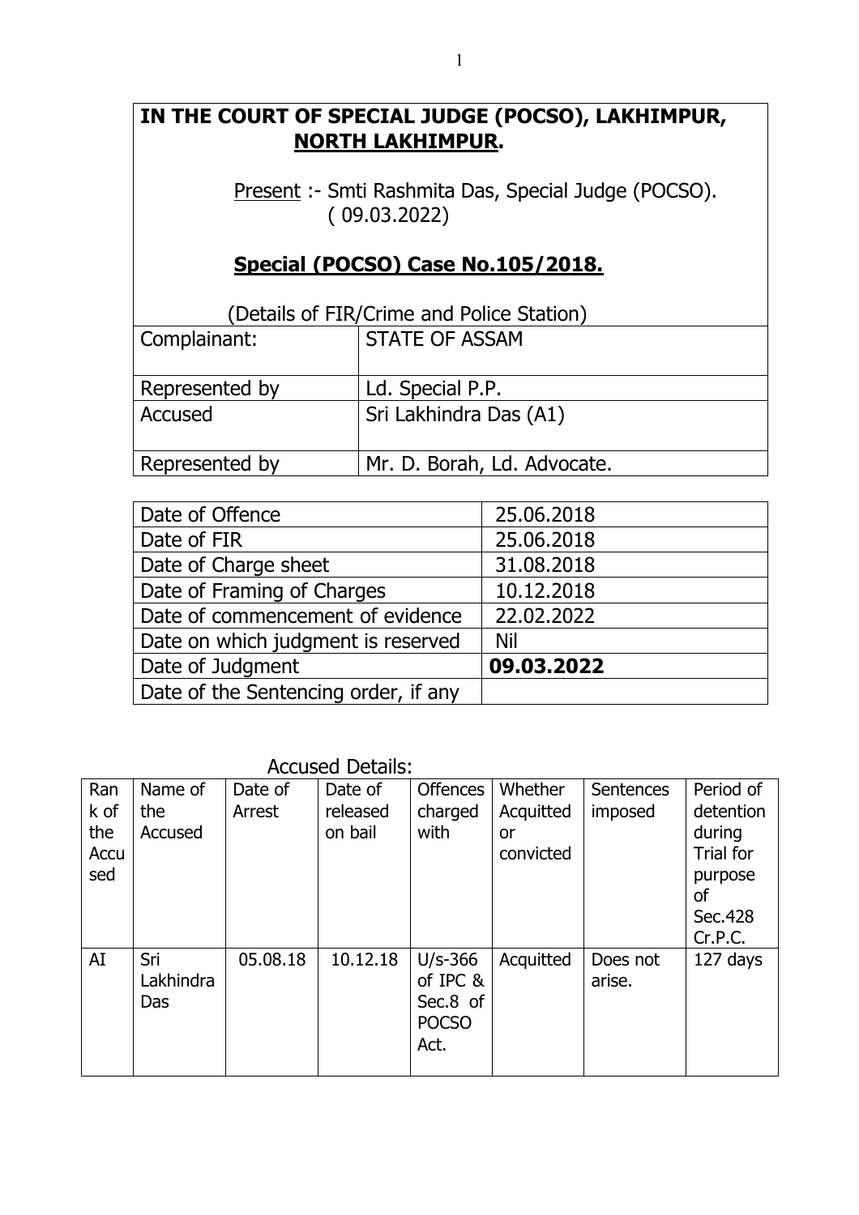**IN THE COURT OF SPECIAL JUDGE (POCSO), LAKHIMPUR, NORTH LAKHIMPUR.**

Present :- Smti Rashmita Das, Special Judge (POCSO).
( 09.03.2022)

## Special (POCSO) Case No.105/2018.

(Details of FIR/Crime and Police Station)

| Complainant: | STATE OF ASSAM |
|---|---|
| Represented by | Ld. Special P.P. |
| Accused | Sri Lakhindra Das (A1) |
| Represented by | Mr. D. Borah, Ld. Advocate. |

| Date of Offence | 25.06.2018 |
|---|---|
| Date of FIR | 25.06.2018 |
| Date of Charge sheet | 31.08.2018 |
| Date of Framing of Charges | 10.12.2018 |
| Date of commencement of evidence | 22.02.2022 |
| Date on which judgment is reserved | Nil |
| Date of Judgment | **09.03.2022** |
| Date of the Sentencing order, if any | |

Accused Details:

| Rank of the Accused | Name of the Accused | Date of Arrest | Date of released on bail | Offences charged with | Whether Acquitted or convicted | Sentences imposed | Period of detention during Trial for purpose of Sec.428 Cr.P.C. |
|---|---|---|---|---|---|---|---|
| AI | Sri Lakhindra Das | 05.08.18 | 10.12.18 | U/s-366 of IPC & Sec.8 of POCSO Act. | Acquitted | Does not arise. | 127 days |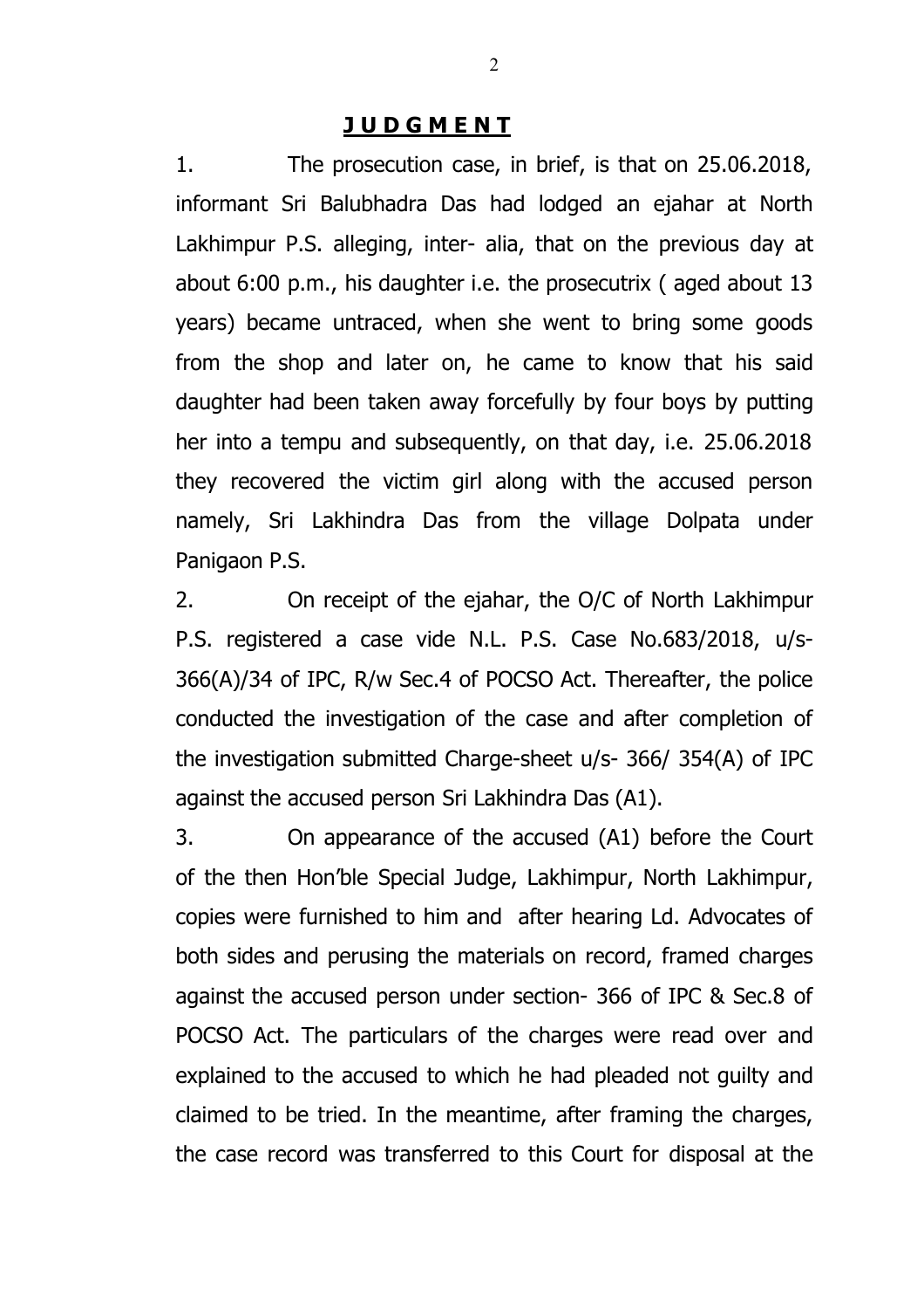## **J U D G M E N T**

1. The prosecution case, in brief, is that on 25.06.2018, informant Sri Balubhadra Das had lodged an ejahar at North Lakhimpur P.S. alleging, inter- alia, that on the previous day at about 6:00 p.m., his daughter i.e. the prosecutrix ( aged about 13 years) became untraced, when she went to bring some goods from the shop and later on, he came to know that his said daughter had been taken away forcefully by four boys by putting her into a tempu and subsequently, on that day, i.e. 25.06.2018 they recovered the victim girl along with the accused person namely, Sri Lakhindra Das from the village Dolpata under Panigaon P.S.

2. On receipt of the ejahar, the O/C of North Lakhimpur P.S. registered a case vide N.L. P.S. Case No.683/2018, u/s- 366(A)/34 of IPC, R/w Sec.4 of POCSO Act. Thereafter, the police conducted the investigation of the case and after completion of the investigation submitted Charge-sheet u/s- 366/ 354(A) of IPC against the accused person Sri Lakhindra Das (A1).

3. On appearance of the accused (A1) before the Court of the then Hon'ble Special Judge, Lakhimpur, North Lakhimpur, copies were furnished to him and after hearing Ld. Advocates of both sides and perusing the materials on record, framed charges against the accused person under section- 366 of IPC & Sec.8 of POCSO Act. The particulars of the charges were read over and explained to the accused to which he had pleaded not guilty and claimed to be tried. In the meantime, after framing the charges, the case record was transferred to this Court for disposal at the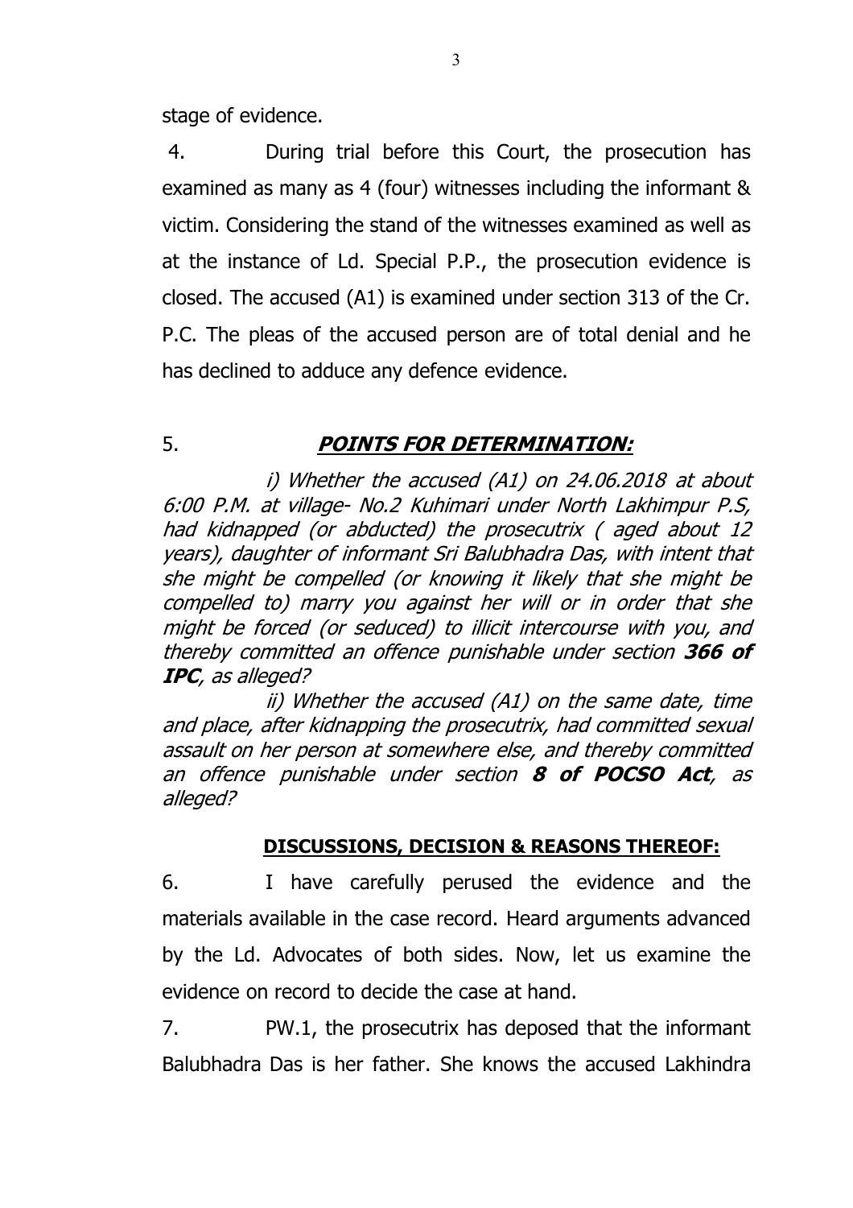stage of evidence.

4. During trial before this Court, the prosecution has examined as many as 4 (four) witnesses including the informant & victim. Considering the stand of the witnesses examined as well as at the instance of Ld. Special P.P., the prosecution evidence is closed. The accused (A1) is examined under section 313 of the Cr. P.C. The pleas of the accused person are of total denial and he has declined to adduce any defence evidence.

5. ***POINTS FOR DETERMINATION:***

*i) Whether the accused (A1) on 24.06.2018 at about 6:00 P.M. at village- No.2 Kuhimari under North Lakhimpur P.S, had kidnapped (or abducted) the prosecutrix ( aged about 12 years), daughter of informant Sri Balubhadra Das, with intent that she might be compelled (or knowing it likely that she might be compelled to) marry you against her will or in order that she might be forced (or seduced) to illicit intercourse with you, and thereby committed an offence punishable under section **366 of IPC**, as alleged?*

*ii) Whether the accused (A1) on the same date, time and place, after kidnapping the prosecutrix, had committed sexual assault on her person at somewhere else, and thereby committed an offence punishable under section **8 of POCSO Act**, as alleged?*

**DISCUSSIONS, DECISION & REASONS THEREOF:**

6. I have carefully perused the evidence and the materials available in the case record. Heard arguments advanced by the Ld. Advocates of both sides. Now, let us examine the evidence on record to decide the case at hand.

7. PW.1, the prosecutrix has deposed that the informant Balubhadra Das is her father. She knows the accused Lakhindra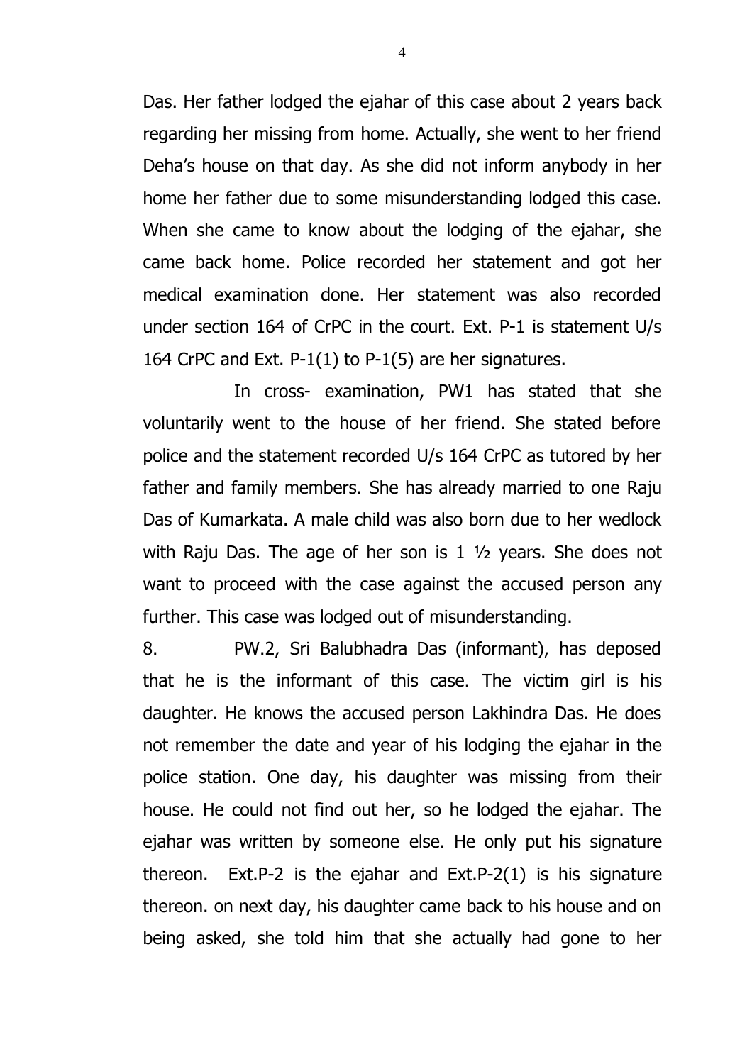Das. Her father lodged the ejahar of this case about 2 years back regarding her missing from home. Actually, she went to her friend Deha's house on that day. As she did not inform anybody in her home her father due to some misunderstanding lodged this case. When she came to know about the lodging of the ejahar, she came back home. Police recorded her statement and got her medical examination done. Her statement was also recorded under section 164 of CrPC in the court. Ext. P-1 is statement U/s 164 CrPC and Ext. P-1(1) to P-1(5) are her signatures.

In cross- examination, PW1 has stated that she voluntarily went to the house of her friend. She stated before police and the statement recorded U/s 164 CrPC as tutored by her father and family members. She has already married to one Raju Das of Kumarkata. A male child was also born due to her wedlock with Raju Das. The age of her son is 1 ½ years. She does not want to proceed with the case against the accused person any further. This case was lodged out of misunderstanding.

8. PW.2, Sri Balubhadra Das (informant), has deposed that he is the informant of this case. The victim girl is his daughter. He knows the accused person Lakhindra Das. He does not remember the date and year of his lodging the ejahar in the police station. One day, his daughter was missing from their house. He could not find out her, so he lodged the ejahar. The ejahar was written by someone else. He only put his signature thereon. Ext.P-2 is the ejahar and Ext.P-2(1) is his signature thereon. on next day, his daughter came back to his house and on being asked, she told him that she actually had gone to her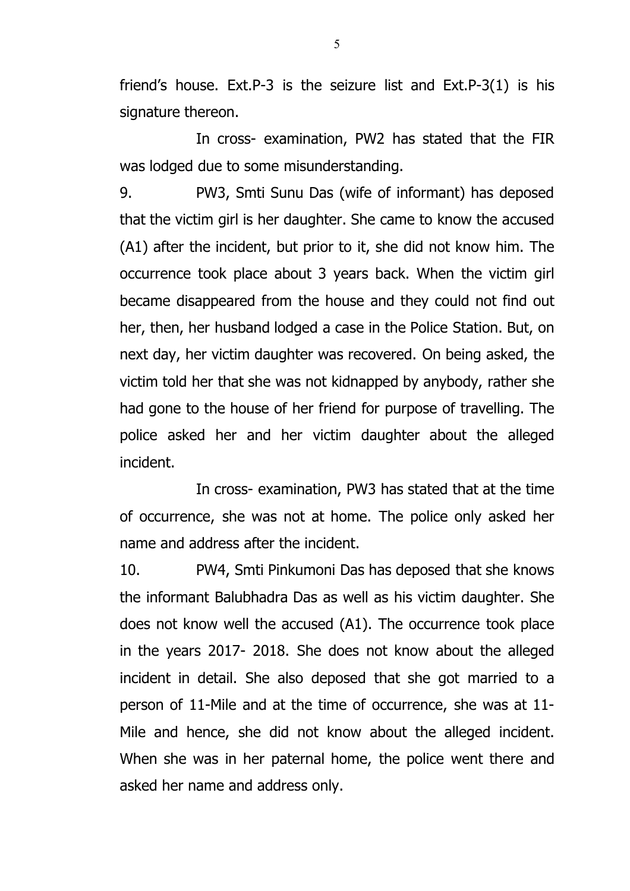friend's house. Ext.P-3 is the seizure list and Ext.P-3(1) is his signature thereon.

In cross- examination, PW2 has stated that the FIR was lodged due to some misunderstanding.

9. PW3, Smti Sunu Das (wife of informant) has deposed that the victim girl is her daughter. She came to know the accused (A1) after the incident, but prior to it, she did not know him. The occurrence took place about 3 years back. When the victim girl became disappeared from the house and they could not find out her, then, her husband lodged a case in the Police Station. But, on next day, her victim daughter was recovered. On being asked, the victim told her that she was not kidnapped by anybody, rather she had gone to the house of her friend for purpose of travelling. The police asked her and her victim daughter about the alleged incident.

In cross- examination, PW3 has stated that at the time of occurrence, she was not at home. The police only asked her name and address after the incident.

10. PW4, Smti Pinkumoni Das has deposed that she knows the informant Balubhadra Das as well as his victim daughter. She does not know well the accused (A1). The occurrence took place in the years 2017- 2018. She does not know about the alleged incident in detail. She also deposed that she got married to a person of 11-Mile and at the time of occurrence, she was at 11-Mile and hence, she did not know about the alleged incident. When she was in her paternal home, the police went there and asked her name and address only.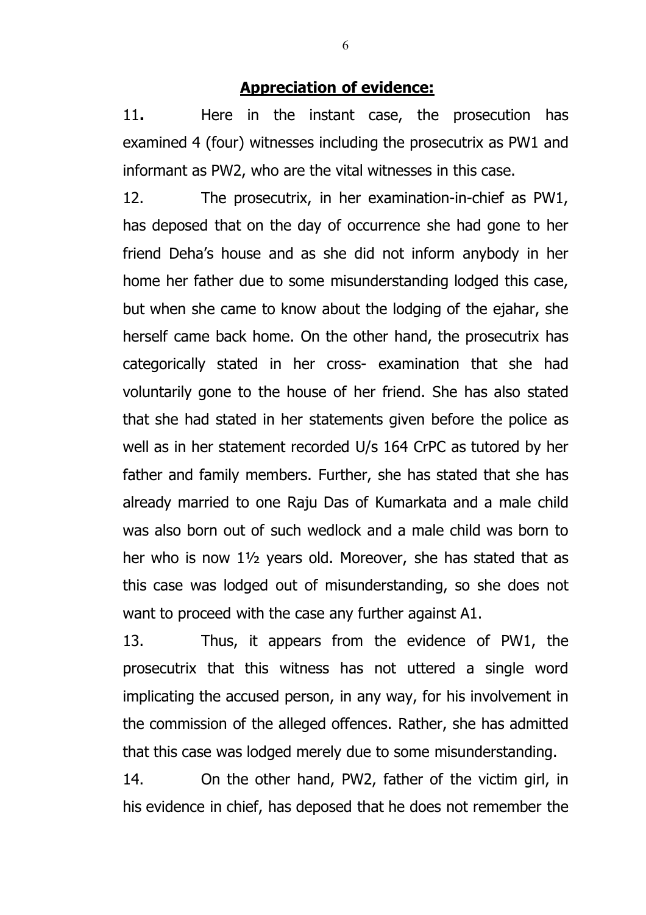**Appreciation of evidence:**

11**.** Here in the instant case, the prosecution has examined 4 (four) witnesses including the prosecutrix as PW1 and informant as PW2, who are the vital witnesses in this case.

12. The prosecutrix, in her examination-in-chief as PW1, has deposed that on the day of occurrence she had gone to her friend Deha's house and as she did not inform anybody in her home her father due to some misunderstanding lodged this case, but when she came to know about the lodging of the ejahar, she herself came back home. On the other hand, the prosecutrix has categorically stated in her cross- examination that she had voluntarily gone to the house of her friend. She has also stated that she had stated in her statements given before the police as well as in her statement recorded U/s 164 CrPC as tutored by her father and family members. Further, she has stated that she has already married to one Raju Das of Kumarkata and a male child was also born out of such wedlock and a male child was born to her who is now 1½ years old. Moreover, she has stated that as this case was lodged out of misunderstanding, so she does not want to proceed with the case any further against A1.

13. Thus, it appears from the evidence of PW1, the prosecutrix that this witness has not uttered a single word implicating the accused person, in any way, for his involvement in the commission of the alleged offences. Rather, she has admitted that this case was lodged merely due to some misunderstanding.

14. On the other hand, PW2, father of the victim girl, in his evidence in chief, has deposed that he does not remember the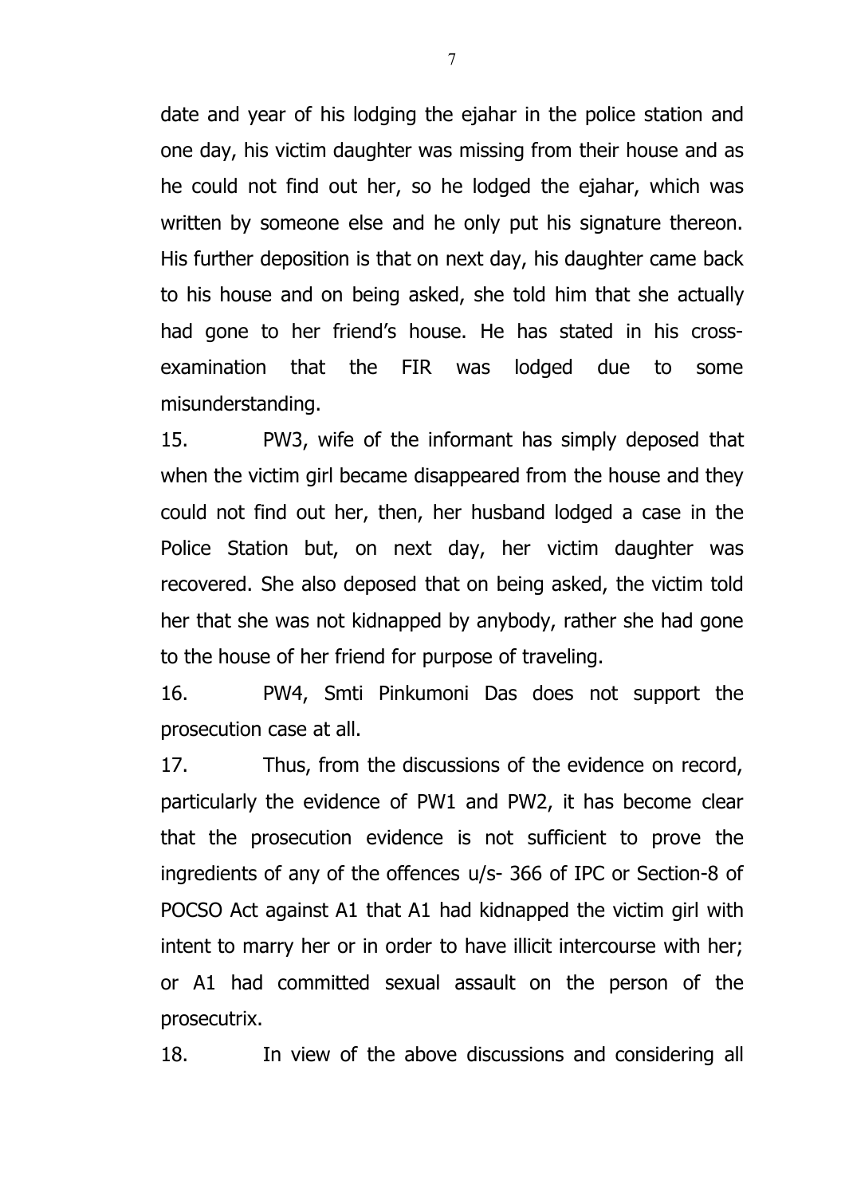date and year of his lodging the ejahar in the police station and one day, his victim daughter was missing from their house and as he could not find out her, so he lodged the ejahar, which was written by someone else and he only put his signature thereon. His further deposition is that on next day, his daughter came back to his house and on being asked, she told him that she actually had gone to her friend's house. He has stated in his cross-examination that the FIR was lodged due to some misunderstanding.

15. PW3, wife of the informant has simply deposed that when the victim girl became disappeared from the house and they could not find out her, then, her husband lodged a case in the Police Station but, on next day, her victim daughter was recovered. She also deposed that on being asked, the victim told her that she was not kidnapped by anybody, rather she had gone to the house of her friend for purpose of traveling.

16. PW4, Smti Pinkumoni Das does not support the prosecution case at all.

17. Thus, from the discussions of the evidence on record, particularly the evidence of PW1 and PW2, it has become clear that the prosecution evidence is not sufficient to prove the ingredients of any of the offences u/s- 366 of IPC or Section-8 of POCSO Act against A1 that A1 had kidnapped the victim girl with intent to marry her or in order to have illicit intercourse with her; or A1 had committed sexual assault on the person of the prosecutrix.

18. In view of the above discussions and considering all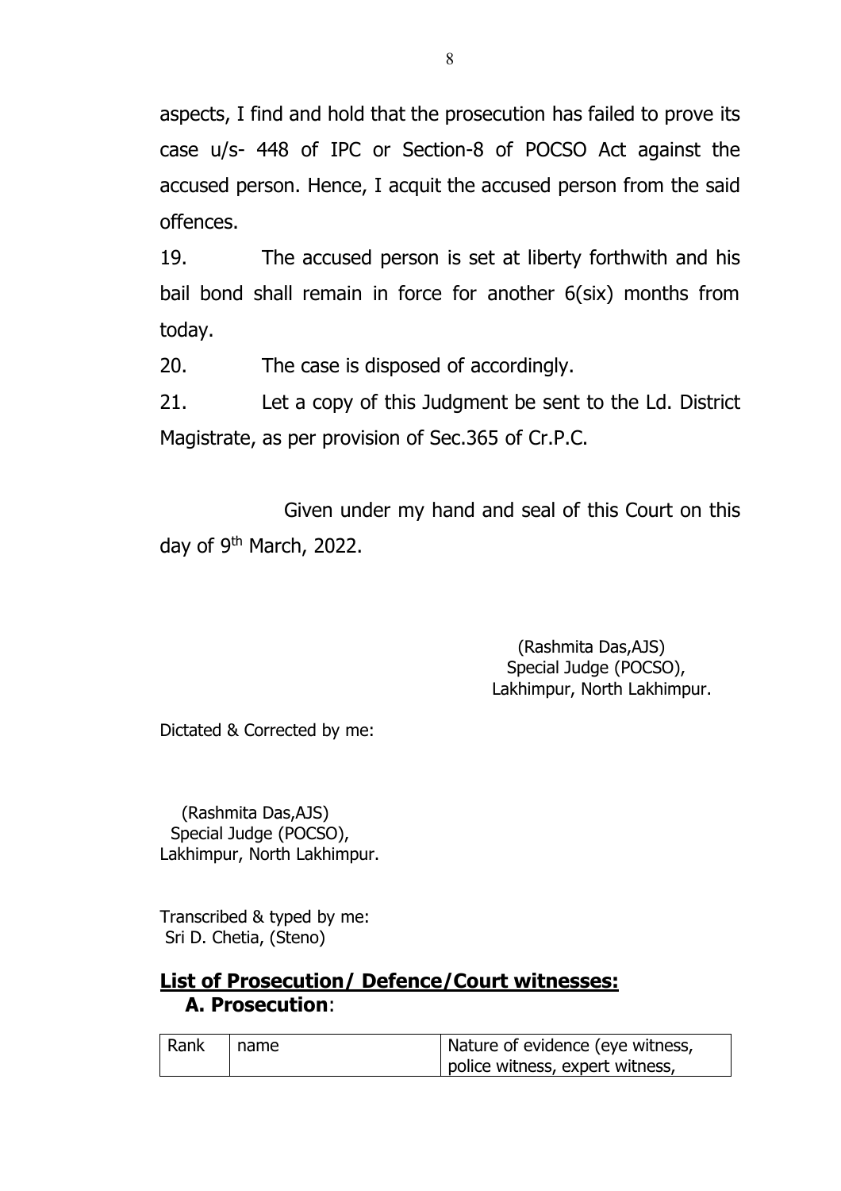aspects, I find and hold that the prosecution has failed to prove its case u/s- 448 of IPC or Section-8 of POCSO Act against the accused person. Hence, I acquit the accused person from the said offences.

19. The accused person is set at liberty forthwith and his bail bond shall remain in force for another 6(six) months from today.

20. The case is disposed of accordingly.

21. Let a copy of this Judgment be sent to the Ld. District Magistrate, as per provision of Sec.365 of Cr.P.C.

Given under my hand and seal of this Court on this day of 9th March, 2022.

(Rashmita Das,AJS)
Special Judge (POCSO),
Lakhimpur, North Lakhimpur.

Dictated & Corrected by me:

(Rashmita Das,AJS)
Special Judge (POCSO),
Lakhimpur, North Lakhimpur.

Transcribed & typed by me:
Sri D. Chetia, (Steno)

## List of Prosecution/ Defence/Court witnesses:

### A. Prosecution:

| Rank | name | Nature of evidence (eye witness, police witness, expert witness, |
|---|---|---|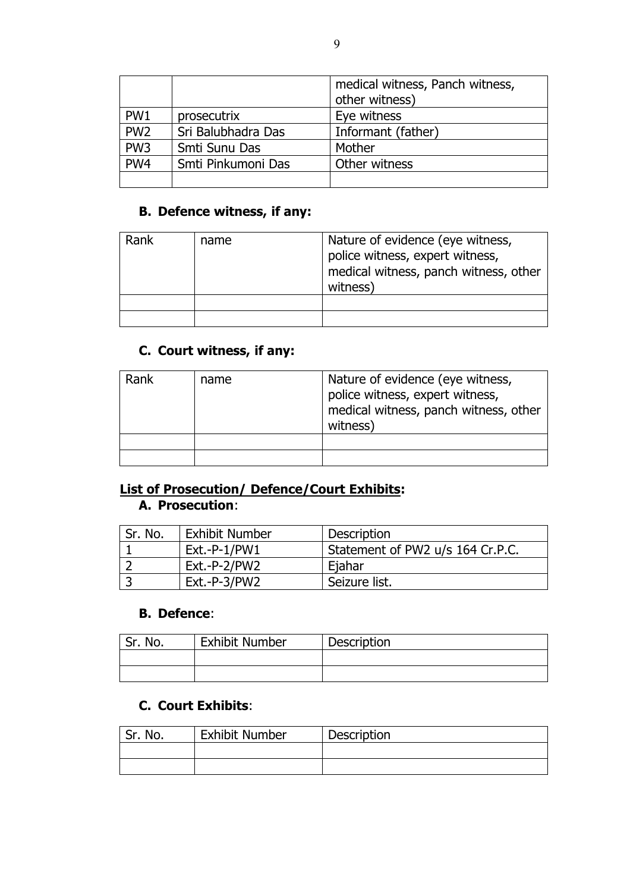| | | medical witness, Panch witness, other witness) |
|---|---|---|
| PW1 | prosecutrix | Eye witness |
| PW2 | Sri Balubhadra Das | Informant (father) |
| PW3 | Smti Sunu Das | Mother |
| PW4 | Smti Pinkumoni Das | Other witness |
| | | |

### B. Defence witness, if any:

| Rank | name | Nature of evidence (eye witness, police witness, expert witness, medical witness, panch witness, other witness) |
|---|---|---|
| | | |
| | | |

### C. Court witness, if any:

| Rank | name | Nature of evidence (eye witness, police witness, expert witness, medical witness, panch witness, other witness) |
|---|---|---|
| | | |
| | | |

## List of Prosecution/ Defence/Court Exhibits:

### A. Prosecution:

| Sr. No. | Exhibit Number | Description |
|---|---|---|
| 1 | Ext.-P-1/PW1 | Statement of PW2 u/s 164 Cr.P.C. |
| 2 | Ext.-P-2/PW2 | Ejahar |
| 3 | Ext.-P-3/PW2 | Seizure list. |

### B. Defence:

| Sr. No. | Exhibit Number | Description |
|---|---|---|
| | | |
| | | |

### C. Court Exhibits:

| Sr. No. | Exhibit Number | Description |
|---|---|---|
| | | |
| | | |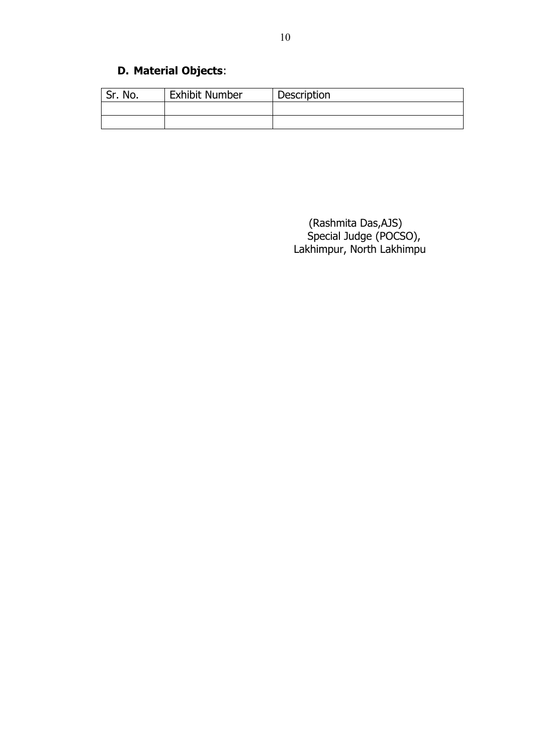**D. Material Objects**:

| Sr. No. | Exhibit Number | Description |
|---|---|---|
| | | |
| | | |

(Rashmita Das,AJS)
Special Judge (POCSO),
Lakhimpur, North Lakhimpu